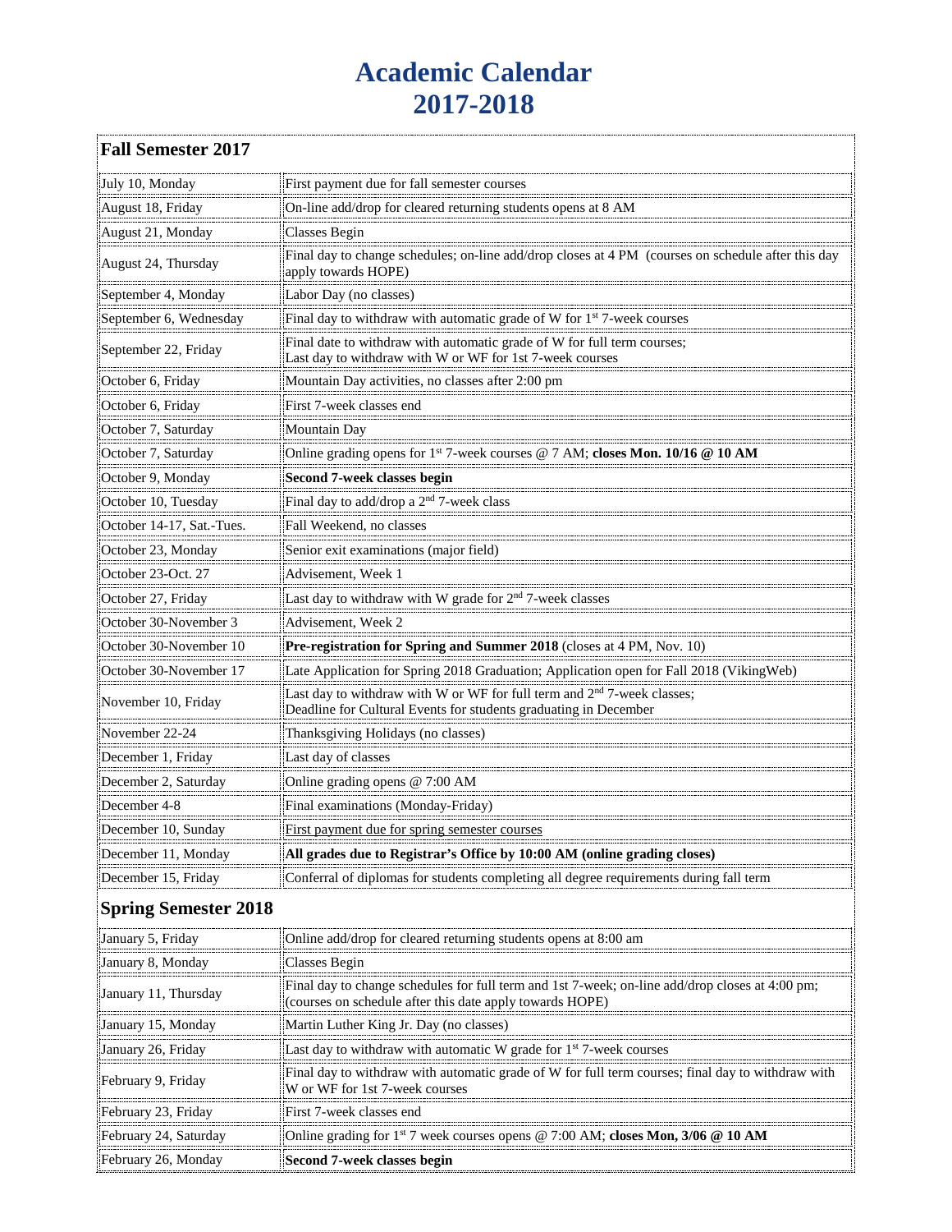# Academic Calendar
# 2017-2018

## Fall Semester 2017

| | |
|---|---|
| July 10, Monday | First payment due for fall semester courses |
| August 18, Friday | On-line add/drop for cleared returning students opens at 8 AM |
| August 21, Monday | Classes Begin |
| August 24, Thursday | Final day to change schedules; on-line add/drop closes at 4 PM (courses on schedule after this day apply towards HOPE) |
| September 4, Monday | Labor Day (no classes) |
| September 6, Wednesday | Final day to withdraw with automatic grade of W for 1st 7-week courses |
| September 22, Friday | Final date to withdraw with automatic grade of W for full term courses; Last day to withdraw with W or WF for 1st 7-week courses |
| October 6, Friday | Mountain Day activities, no classes after 2:00 pm |
| October 6, Friday | First 7-week classes end |
| October 7, Saturday | Mountain Day |
| October 7, Saturday | Online grading opens for 1st 7-week courses @ 7 AM; **closes Mon. 10/16 @ 10 AM** |
| October 9, Monday | **Second 7-week classes begin** |
| October 10, Tuesday | Final day to add/drop a 2nd 7-week class |
| October 14-17, Sat.-Tues. | Fall Weekend, no classes |
| October 23, Monday | Senior exit examinations (major field) |
| October 23-Oct. 27 | Advisement, Week 1 |
| October 27, Friday | Last day to withdraw with W grade for 2nd 7-week classes |
| October 30-November 3 | Advisement, Week 2 |
| October 30-November 10 | **Pre-registration for Spring and Summer 2018** (closes at 4 PM, Nov. 10) |
| October 30-November 17 | Late Application for Spring 2018 Graduation; Application open for Fall 2018 (VikingWeb) |
| November 10, Friday | Last day to withdraw with W or WF for full term and 2nd 7-week classes; Deadline for Cultural Events for students graduating in December |
| November 22-24 | Thanksgiving Holidays (no classes) |
| December 1, Friday | Last day of classes |
| December 2, Saturday | Online grading opens @ 7:00 AM |
| December 4-8 | Final examinations (Monday-Friday) |
| December 10, Sunday | First payment due for spring semester courses |
| December 11, Monday | **All grades due to Registrar's Office by 10:00 AM (online grading closes)** |
| December 15, Friday | Conferral of diplomas for students completing all degree requirements during fall term |

## Spring Semester 2018

| | |
|---|---|
| January 5, Friday | Online add/drop for cleared returning students opens at 8:00 am |
| January 8, Monday | Classes Begin |
| January 11, Thursday | Final day to change schedules for full term and 1st 7-week; on-line add/drop closes at 4:00 pm; (courses on schedule after this date apply towards HOPE) |
| January 15, Monday | Martin Luther King Jr. Day (no classes) |
| January 26, Friday | Last day to withdraw with automatic W grade for 1st 7-week courses |
| February 9, Friday | Final day to withdraw with automatic grade of W for full term courses; final day to withdraw with W or WF for 1st 7-week courses |
| February 23, Friday | First 7-week classes end |
| February 24, Saturday | Online grading for 1st 7 week courses opens @ 7:00 AM; **closes Mon, 3/06 @ 10 AM** |
| February 26, Monday | **Second 7-week classes begin** |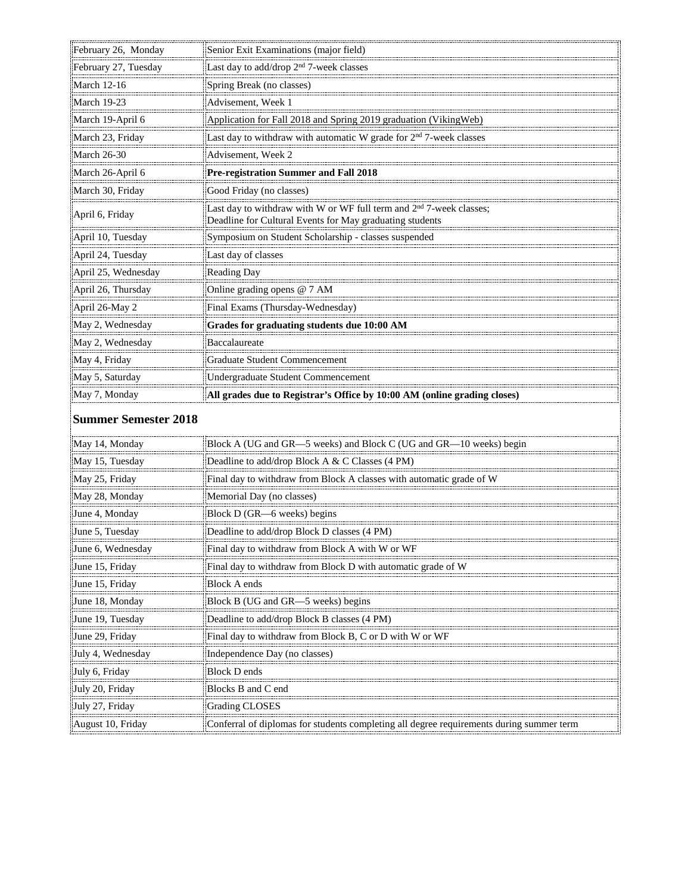| | |
|---|---|
| February 26, Monday | Senior Exit Examinations (major field) |
| February 27, Tuesday | Last day to add/drop 2nd 7-week classes |
| March 12-16 | Spring Break (no classes) |
| March 19-23 | Advisement, Week 1 |
| March 19-April 6 | Application for Fall 2018 and Spring 2019 graduation (VikingWeb) |
| March 23, Friday | Last day to withdraw with automatic W grade for 2nd 7-week classes |
| March 26-30 | Advisement, Week 2 |
| March 26-April 6 | **Pre-registration Summer and Fall 2018** |
| March 30, Friday | Good Friday (no classes) |
| April 6, Friday | Last day to withdraw with W or WF full term and 2nd 7-week classes; Deadline for Cultural Events for May graduating students |
| April 10, Tuesday | Symposium on Student Scholarship - classes suspended |
| April 24, Tuesday | Last day of classes |
| April 25, Wednesday | Reading Day |
| April 26, Thursday | Online grading opens @ 7 AM |
| April 26-May 2 | Final Exams (Thursday-Wednesday) |
| May 2, Wednesday | **Grades for graduating students due 10:00 AM** |
| May 2, Wednesday | Baccalaureate |
| May 4, Friday | Graduate Student Commencement |
| May 5, Saturday | Undergraduate Student Commencement |
| May 7, Monday | **All grades due to Registrar's Office by 10:00 AM (online grading closes)** |

## Summer Semester 2018

| | |
|---|---|
| May 14, Monday | Block A (UG and GR—5 weeks) and Block C (UG and GR—10 weeks) begin |
| May 15, Tuesday | Deadline to add/drop Block A & C Classes (4 PM) |
| May 25, Friday | Final day to withdraw from Block A classes with automatic grade of W |
| May 28, Monday | Memorial Day (no classes) |
| June 4, Monday | Block D (GR—6 weeks) begins |
| June 5, Tuesday | Deadline to add/drop Block D classes (4 PM) |
| June 6, Wednesday | Final day to withdraw from Block A with W or WF |
| June 15, Friday | Final day to withdraw from Block D with automatic grade of W |
| June 15, Friday | Block A ends |
| June 18, Monday | Block B (UG and GR—5 weeks) begins |
| June 19, Tuesday | Deadline to add/drop Block B classes (4 PM) |
| June 29, Friday | Final day to withdraw from Block B, C or D with W or WF |
| July 4, Wednesday | Independence Day (no classes) |
| July 6, Friday | Block D ends |
| July 20, Friday | Blocks B and C end |
| July 27, Friday | Grading CLOSES |
| August 10, Friday | Conferral of diplomas for students completing all degree requirements during summer term |